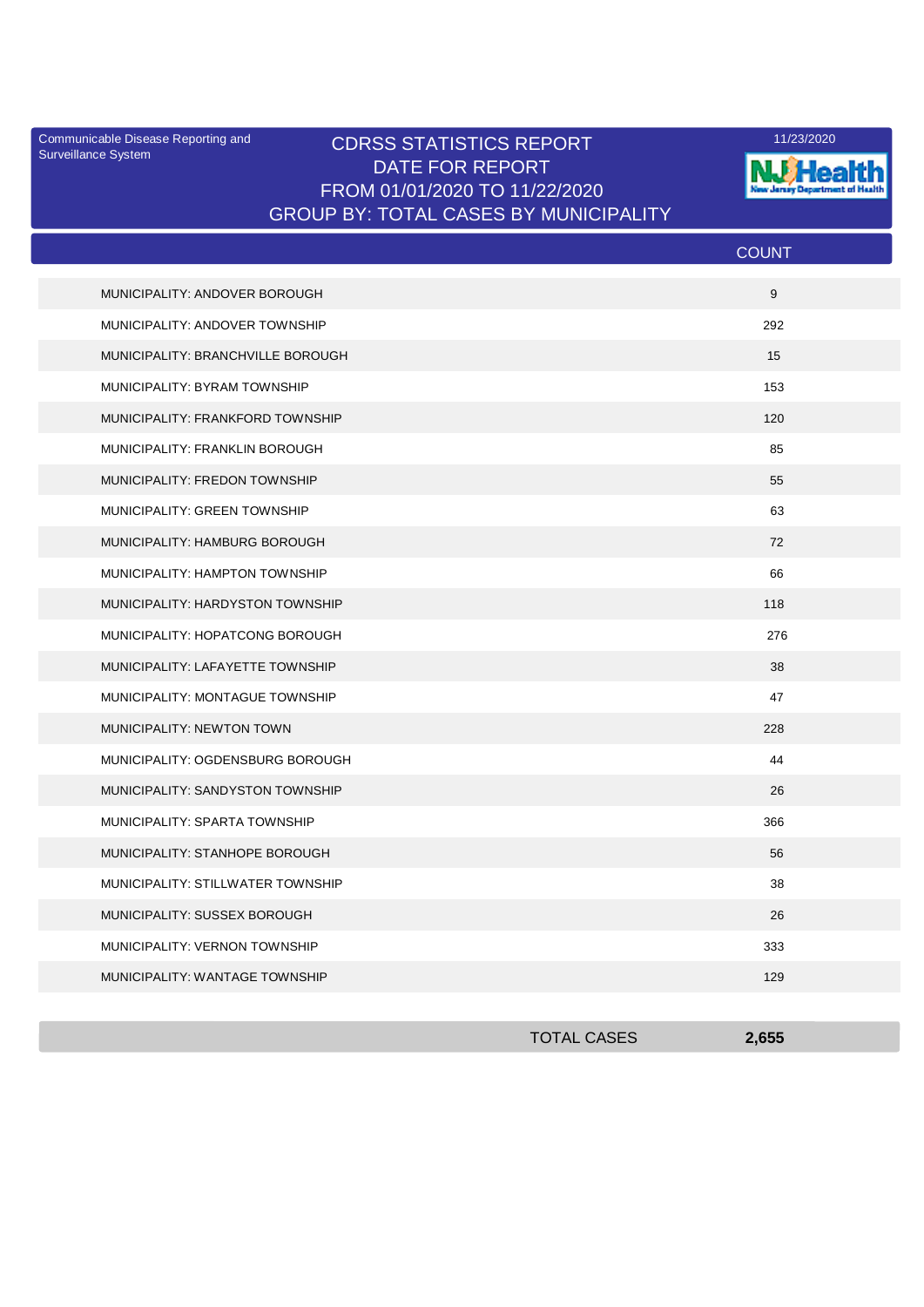Communicable Disease Reporting and Surveillance System

# CDRSS STATISTICS REPORT
## DATE FOR REPORT
## FROM 01/01/2020 TO 11/22/2020
## GROUP BY: TOTAL CASES BY MUNICIPALITY

11/23/2020

NJ Health
New Jersey Department of Health

| | COUNT |
|---|---|
| MUNICIPALITY: ANDOVER BOROUGH | 9 |
| MUNICIPALITY: ANDOVER TOWNSHIP | 292 |
| MUNICIPALITY: BRANCHVILLE BOROUGH | 15 |
| MUNICIPALITY: BYRAM TOWNSHIP | 153 |
| MUNICIPALITY: FRANKFORD TOWNSHIP | 120 |
| MUNICIPALITY: FRANKLIN BOROUGH | 85 |
| MUNICIPALITY: FREDON TOWNSHIP | 55 |
| MUNICIPALITY: GREEN TOWNSHIP | 63 |
| MUNICIPALITY: HAMBURG BOROUGH | 72 |
| MUNICIPALITY: HAMPTON TOWNSHIP | 66 |
| MUNICIPALITY: HARDYSTON TOWNSHIP | 118 |
| MUNICIPALITY: HOPATCONG BOROUGH | 276 |
| MUNICIPALITY: LAFAYETTE TOWNSHIP | 38 |
| MUNICIPALITY: MONTAGUE TOWNSHIP | 47 |
| MUNICIPALITY: NEWTON TOWN | 228 |
| MUNICIPALITY: OGDENSBURG BOROUGH | 44 |
| MUNICIPALITY: SANDYSTON TOWNSHIP | 26 |
| MUNICIPALITY: SPARTA TOWNSHIP | 366 |
| MUNICIPALITY: STANHOPE BOROUGH | 56 |
| MUNICIPALITY: STILLWATER TOWNSHIP | 38 |
| MUNICIPALITY: SUSSEX BOROUGH | 26 |
| MUNICIPALITY: VERNON TOWNSHIP | 333 |
| MUNICIPALITY: WANTAGE TOWNSHIP | 129 |
| TOTAL CASES | **2,655** |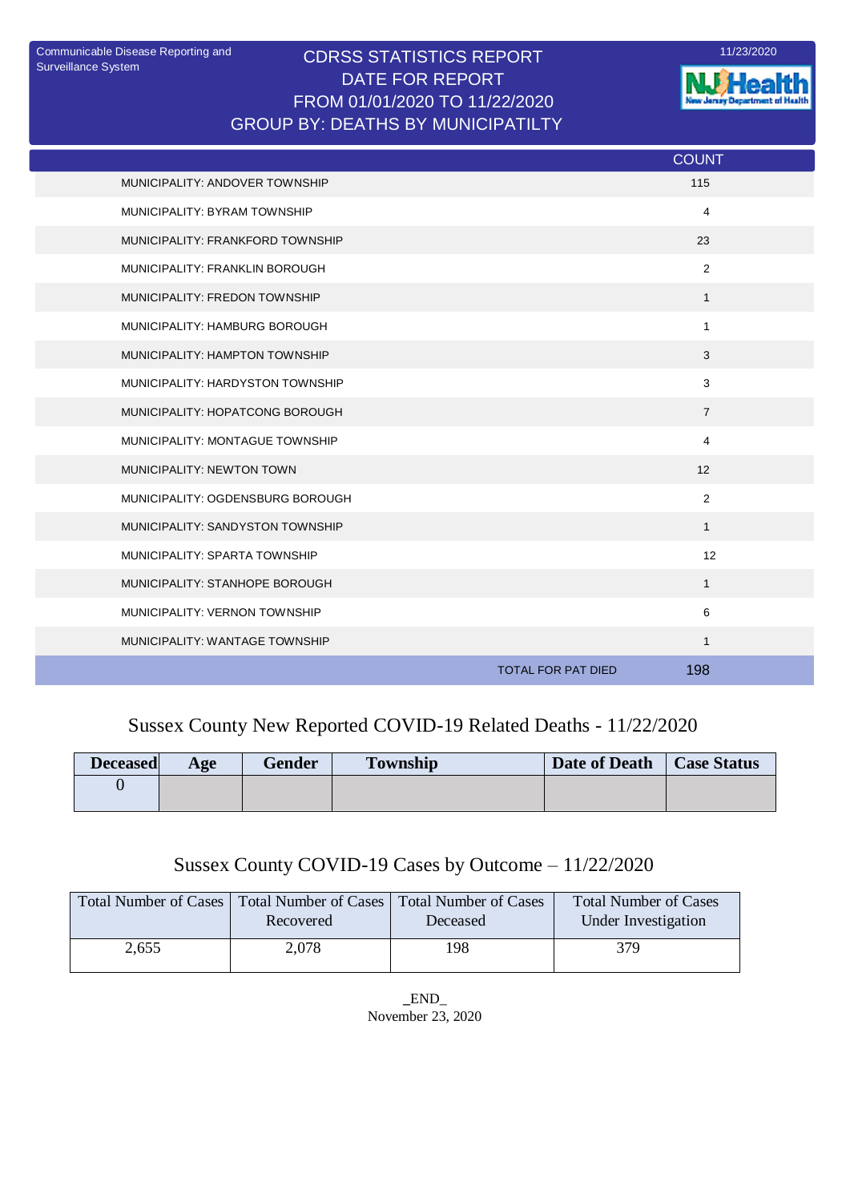Communicable Disease Reporting and Surveillance System

# CDRSS STATISTICS REPORT
DATE FOR REPORT
FROM 01/01/2020 TO 11/22/2020
GROUP BY: DEATHS BY MUNICIPATILTY

11/23/2020

| | COUNT |
|---|---|
| MUNICIPALITY: ANDOVER TOWNSHIP | 115 |
| MUNICIPALITY: BYRAM TOWNSHIP | 4 |
| MUNICIPALITY: FRANKFORD TOWNSHIP | 23 |
| MUNICIPALITY: FRANKLIN BOROUGH | 2 |
| MUNICIPALITY: FREDON TOWNSHIP | 1 |
| MUNICIPALITY: HAMBURG BOROUGH | 1 |
| MUNICIPALITY: HAMPTON TOWNSHIP | 3 |
| MUNICIPALITY: HARDYSTON TOWNSHIP | 3 |
| MUNICIPALITY: HOPATCONG BOROUGH | 7 |
| MUNICIPALITY: MONTAGUE TOWNSHIP | 4 |
| MUNICIPALITY: NEWTON TOWN | 12 |
| MUNICIPALITY: OGDENSBURG BOROUGH | 2 |
| MUNICIPALITY: SANDYSTON TOWNSHIP | 1 |
| MUNICIPALITY: SPARTA TOWNSHIP | 12 |
| MUNICIPALITY: STANHOPE BOROUGH | 1 |
| MUNICIPALITY: VERNON TOWNSHIP | 6 |
| MUNICIPALITY: WANTAGE TOWNSHIP | 1 |
| TOTAL FOR PAT DIED | 198 |

## Sussex County New Reported COVID-19 Related Deaths - 11/22/2020

| Deceased | Age | Gender | Township | Date of Death | Case Status |
|---|---|---|---|---|---|
| 0 | | | | | |

## Sussex County COVID-19 Cases by Outcome – 11/22/2020

| Total Number of Cases | Total Number of Cases Recovered | Total Number of Cases Deceased | Total Number of Cases Under Investigation |
|---|---|---|---|
| 2,655 | 2,078 | 198 | 379 |

_END_
November 23, 2020